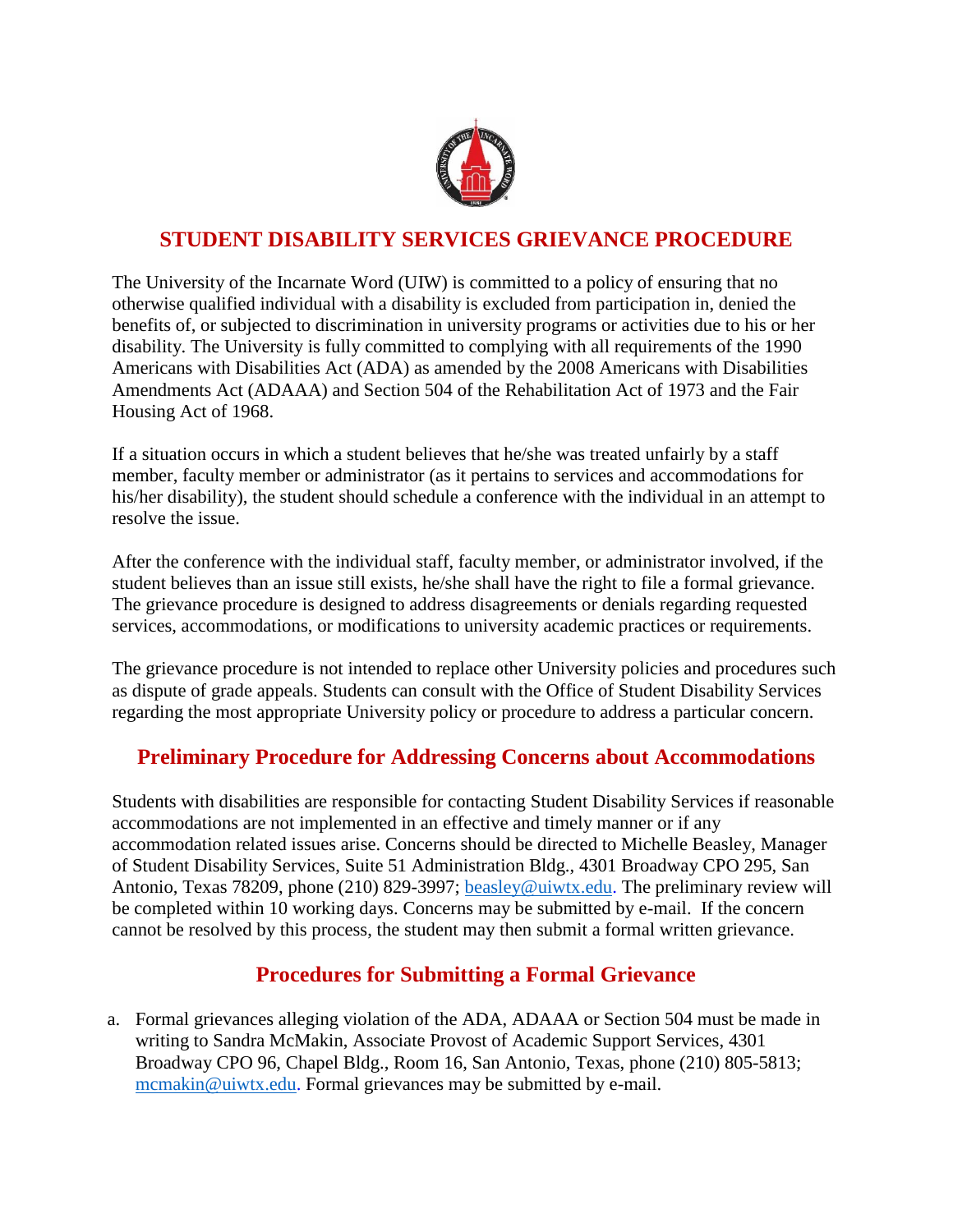# STUDENT DISABILITY SERVICES GRIEVANCE PROCEDURE

The University of the Incarnate Word (UIW) is committed to a policy of ensuring that no otherwise qualified individual with a disability is excluded from participation in, denied the benefits of, or subjected to discrimination in university programs or activities due to his or her disability. The University is fully committed to complying with all requirements of the 1990 Americans with Disabilities Act (ADA) as amended by the 2008 Americans with Disabilities Amendments Act (ADAAA) and Section 504 of the Rehabilitation Act of 1973 and the Fair Housing Act of 1968.

If a situation occurs in which a student believes that he/she was treated unfairly by a staff member, faculty member or administrator (as it pertains to services and accommodations for his/her disability), the student should schedule a conference with the individual in an attempt to resolve the issue.

After the conference with the individual staff, faculty member, or administrator involved, if the student believes than an issue still exists, he/she shall have the right to file a formal grievance. The grievance procedure is designed to address disagreements or denials regarding requested services, accommodations, or modifications to university academic practices or requirements.

The grievance procedure is not intended to replace other University policies and procedures such as dispute of grade appeals. Students can consult with the Office of Student Disability Services regarding the most appropriate University policy or procedure to address a particular concern.

## Preliminary Procedure for Addressing Concerns about Accommodations

Students with disabilities are responsible for contacting Student Disability Services if reasonable accommodations are not implemented in an effective and timely manner or if any accommodation related issues arise. Concerns should be directed to Michelle Beasley, Manager of Student Disability Services, Suite 51 Administration Bldg., 4301 Broadway CPO 295, San Antonio, Texas 78209, phone (210) 829-3997; beasley@uiwtx.edu. The preliminary review will be completed within 10 working days. Concerns may be submitted by e-mail. If the concern cannot be resolved by this process, the student may then submit a formal written grievance.

## Procedures for Submitting a Formal Grievance

a. Formal grievances alleging violation of the ADA, ADAAA or Section 504 must be made in writing to Sandra McMakin, Associate Provost of Academic Support Services, 4301 Broadway CPO 96, Chapel Bldg., Room 16, San Antonio, Texas, phone (210) 805-5813; mcmakin@uiwtx.edu. Formal grievances may be submitted by e-mail.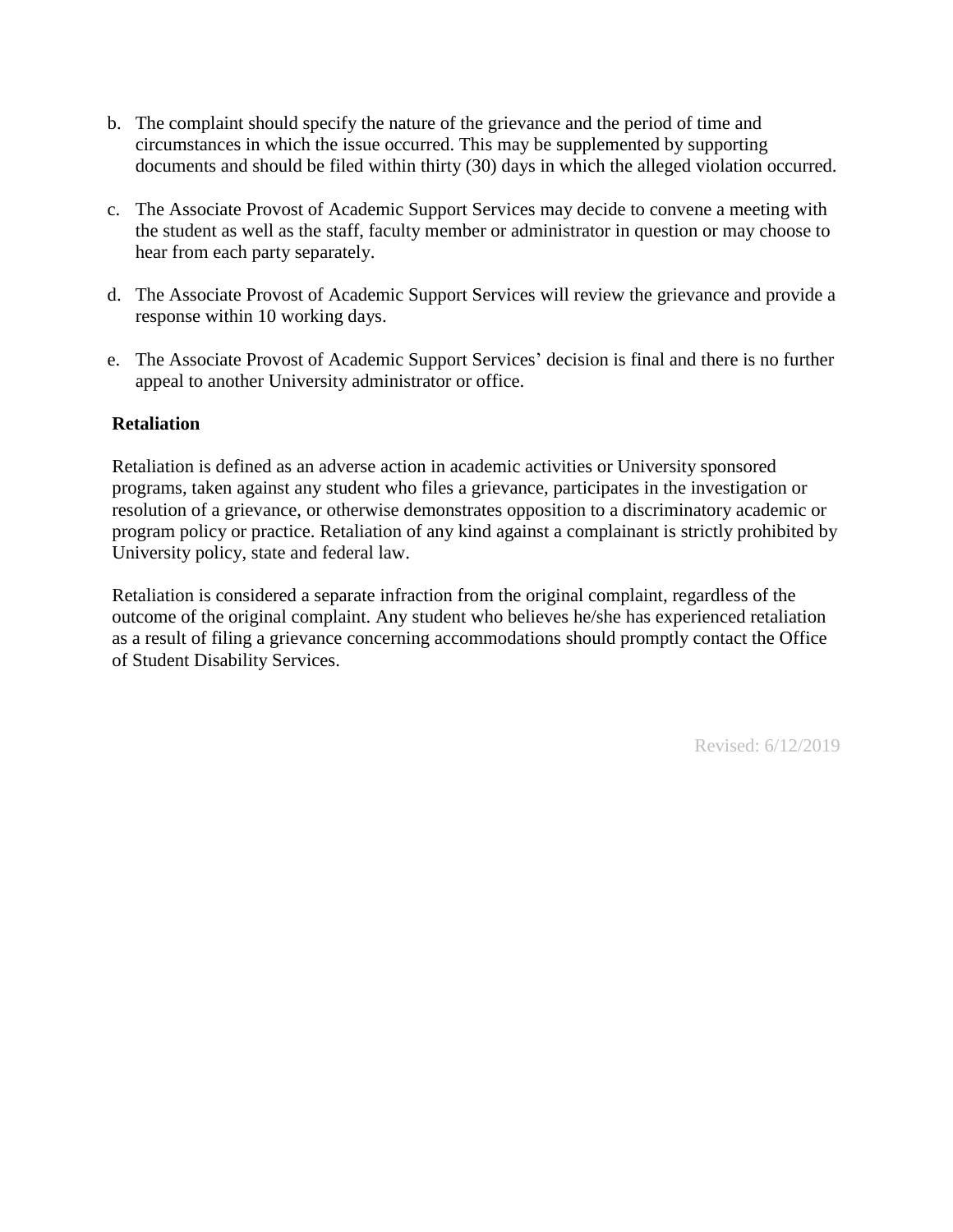b. The complaint should specify the nature of the grievance and the period of time and circumstances in which the issue occurred. This may be supplemented by supporting documents and should be filed within thirty (30) days in which the alleged violation occurred.

c. The Associate Provost of Academic Support Services may decide to convene a meeting with the student as well as the staff, faculty member or administrator in question or may choose to hear from each party separately.

d. The Associate Provost of Academic Support Services will review the grievance and provide a response within 10 working days.

e. The Associate Provost of Academic Support Services' decision is final and there is no further appeal to another University administrator or office.

**Retaliation**

Retaliation is defined as an adverse action in academic activities or University sponsored programs, taken against any student who files a grievance, participates in the investigation or resolution of a grievance, or otherwise demonstrates opposition to a discriminatory academic or program policy or practice. Retaliation of any kind against a complainant is strictly prohibited by University policy, state and federal law.

Retaliation is considered a separate infraction from the original complaint, regardless of the outcome of the original complaint. Any student who believes he/she has experienced retaliation as a result of filing a grievance concerning accommodations should promptly contact the Office of Student Disability Services.

Revised: 6/12/2019